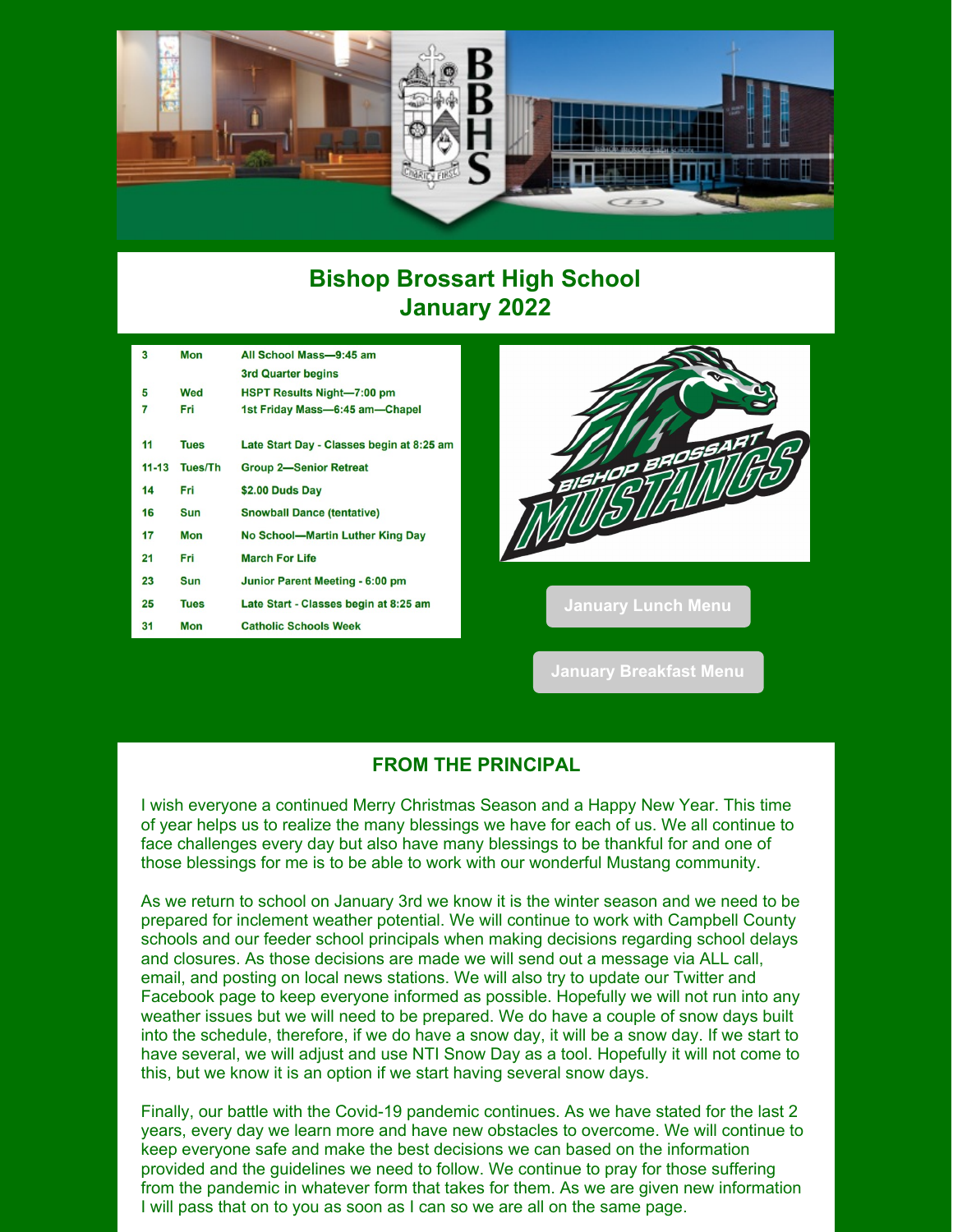# Bishop Brossart High School
## January 2022

| | | |
|---|---|---|
| 3 | Mon | All School Mass—9:45 am |
| | | 3rd Quarter begins |
| 5 | Wed | HSPT Results Night—7:00 pm |
| 7 | Fri | 1st Friday Mass—6:45 am—Chapel |
| 11 | Tues | Late Start Day - Classes begin at 8:25 am |
| 11-13 | Tues/Th | Group 2—Senior Retreat |
| 14 | Fri | $2.00 Duds Day |
| 16 | Sun | Snowball Dance (tentative) |
| 17 | Mon | No School—Martin Luther King Day |
| 21 | Fri | March For Life |
| 23 | Sun | Junior Parent Meeting - 6:00 pm |
| 25 | Tues | Late Start - Classes begin at 8:25 am |
| 31 | Mon | Catholic Schools Week |

January Lunch Menu

January Breakfast Menu

## FROM THE PRINCIPAL

I wish everyone a continued Merry Christmas Season and a Happy New Year. This time of year helps us to realize the many blessings we have for each of us. We all continue to face challenges every day but also have many blessings to be thankful for and one of those blessings for me is to be able to work with our wonderful Mustang community.

As we return to school on January 3rd we know it is the winter season and we need to be prepared for inclement weather potential. We will continue to work with Campbell County schools and our feeder school principals when making decisions regarding school delays and closures. As those decisions are made we will send out a message via ALL call, email, and posting on local news stations. We will also try to update our Twitter and Facebook page to keep everyone informed as possible. Hopefully we will not run into any weather issues but we will need to be prepared. We do have a couple of snow days built into the schedule, therefore, if we do have a snow day, it will be a snow day. If we start to have several, we will adjust and use NTI Snow Day as a tool. Hopefully it will not come to this, but we know it is an option if we start having several snow days.

Finally, our battle with the Covid-19 pandemic continues. As we have stated for the last 2 years, every day we learn more and have new obstacles to overcome. We will continue to keep everyone safe and make the best decisions we can based on the information provided and the guidelines we need to follow. We continue to pray for those suffering from the pandemic in whatever form that takes for them. As we are given new information I will pass that on to you as soon as I can so we are all on the same page.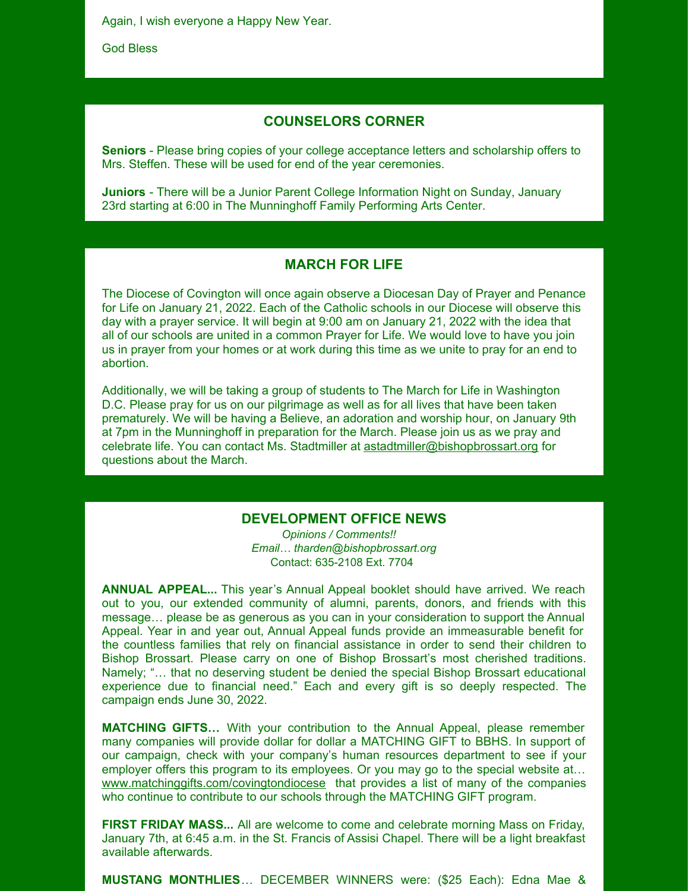Again, I wish everyone a Happy New Year.

God Bless

## COUNSELORS CORNER

**Seniors** - Please bring copies of your college acceptance letters and scholarship offers to Mrs. Steffen. These will be used for end of the year ceremonies.

**Juniors** - There will be a Junior Parent College Information Night on Sunday, January 23rd starting at 6:00 in The Munninghoff Family Performing Arts Center.

## MARCH FOR LIFE

The Diocese of Covington will once again observe a Diocesan Day of Prayer and Penance for Life on January 21, 2022. Each of the Catholic schools in our Diocese will observe this day with a prayer service. It will begin at 9:00 am on January 21, 2022 with the idea that all of our schools are united in a common Prayer for Life. We would love to have you join us in prayer from your homes or at work during this time as we unite to pray for an end to abortion.

Additionally, we will be taking a group of students to The March for Life in Washington D.C. Please pray for us on our pilgrimage as well as for all lives that have been taken prematurely. We will be having a Believe, an adoration and worship hour, on January 9th at 7pm in the Munninghoff in preparation for the March. Please join us as we pray and celebrate life. You can contact Ms. Stadtmiller at astadtmiller@bishopbrossart.org for questions about the March.

## DEVELOPMENT OFFICE NEWS

*Opinions / Comments!!*
*Email… tharden@bishopbrossart.org*
Contact: 635-2108 Ext. 7704

**ANNUAL APPEAL...** This year's Annual Appeal booklet should have arrived. We reach out to you, our extended community of alumni, parents, donors, and friends with this message… please be as generous as you can in your consideration to support the Annual Appeal. Year in and year out, Annual Appeal funds provide an immeasurable benefit for the countless families that rely on financial assistance in order to send their children to Bishop Brossart. Please carry on one of Bishop Brossart's most cherished traditions. Namely; "… that no deserving student be denied the special Bishop Brossart educational experience due to financial need." Each and every gift is so deeply respected. The campaign ends June 30, 2022.

**MATCHING GIFTS…** With your contribution to the Annual Appeal, please remember many companies will provide dollar for dollar a MATCHING GIFT to BBHS. In support of our campaign, check with your company's human resources department to see if your employer offers this program to its employees. Or you may go to the special website at… www.matchinggifts.com/covingtondiocese that provides a list of many of the companies who continue to contribute to our schools through the MATCHING GIFT program.

**FIRST FRIDAY MASS...** All are welcome to come and celebrate morning Mass on Friday, January 7th, at 6:45 a.m. in the St. Francis of Assisi Chapel. There will be a light breakfast available afterwards.

**MUSTANG MONTHLIES**… DECEMBER WINNERS were: ($25 Each): Edna Mae &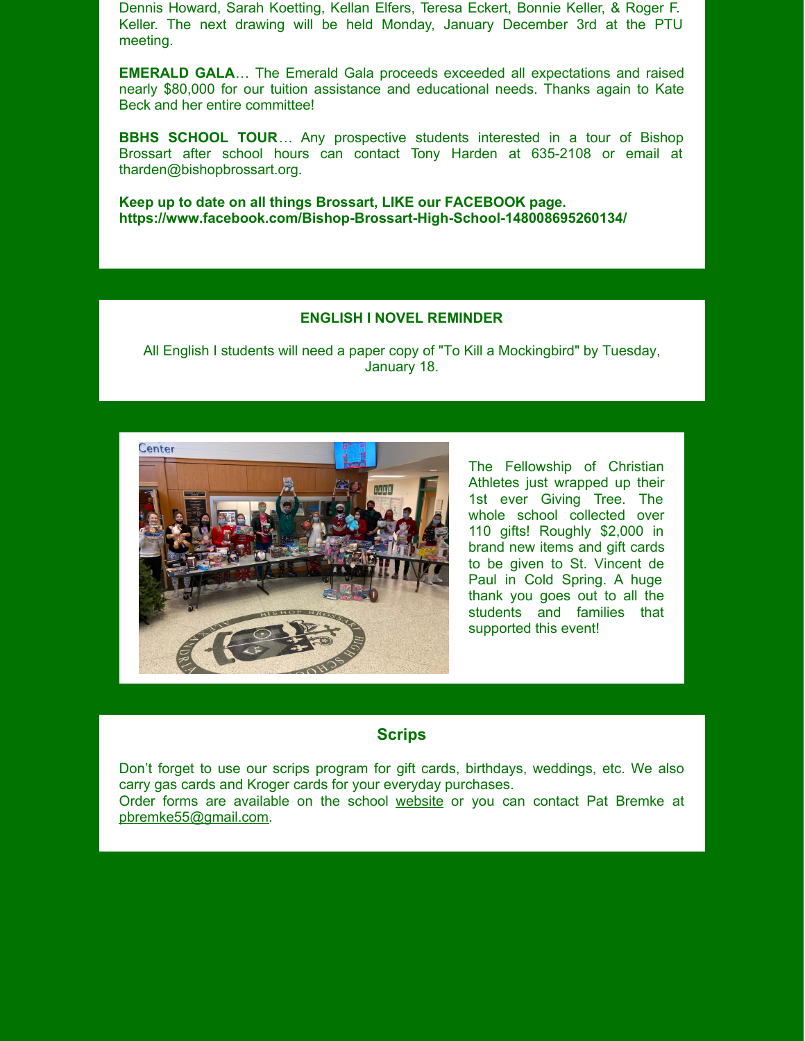Dennis Howard, Sarah Koetting, Kellan Elfers, Teresa Eckert, Bonnie Keller, & Roger F. Keller. The next drawing will be held Monday, January December 3rd at the PTU meeting.

**EMERALD GALA**… The Emerald Gala proceeds exceeded all expectations and raised nearly $80,000 for our tuition assistance and educational needs. Thanks again to Kate Beck and her entire committee!

**BBHS SCHOOL TOUR**… Any prospective students interested in a tour of Bishop Brossart after school hours can contact Tony Harden at 635-2108 or email at tharden@bishopbrossart.org.

**Keep up to date on all things Brossart, LIKE our FACEBOOK page.**
**https://www.facebook.com/Bishop-Brossart-High-School-148008695260134/**

## ENGLISH I NOVEL REMINDER

All English I students will need a paper copy of "To Kill a Mockingbird" by Tuesday, January 18.

The Fellowship of Christian Athletes just wrapped up their 1st ever Giving Tree. The whole school collected over 110 gifts! Roughly $2,000 in brand new items and gift cards to be given to St. Vincent de Paul in Cold Spring. A huge thank you goes out to all the students and families that supported this event!

## Scrips

Don't forget to use our scrips program for gift cards, birthdays, weddings, etc. We also carry gas cards and Kroger cards for your everyday purchases.
Order forms are available on the school website or you can contact Pat Bremke at pbremke55@gmail.com.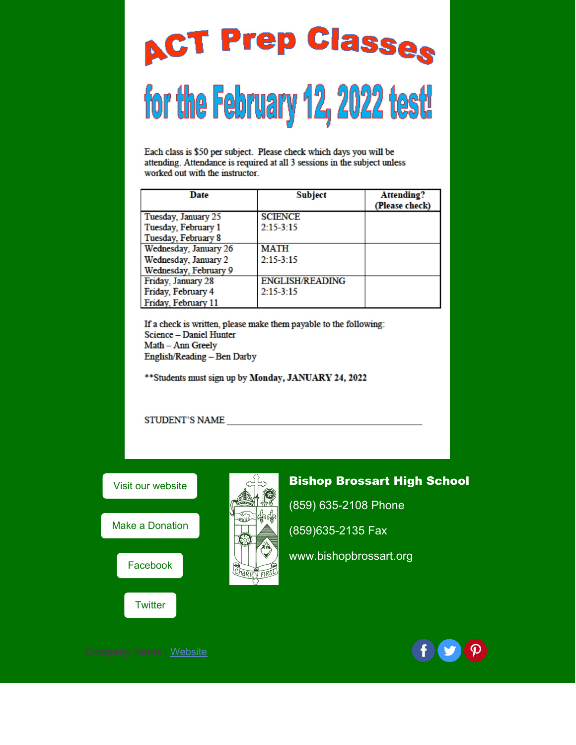# ACT Prep Classes

# for the February 12, 2022 test!

Each class is $50 per subject. Please check which days you will be attending. Attendance is required at all 3 sessions in the subject unless worked out with the instructor.

| Date | Subject | Attending? (Please check) |
|---|---|---|
| Tuesday, January 25<br>Tuesday, February 1<br>Tuesday, February 8 | SCIENCE<br>2:15-3:15 | |
| Wednesday, January 26<br>Wednesday, January 2<br>Wednesday, February 9 | MATH<br>2:15-3:15 | |
| Friday, January 28<br>Friday, February 4<br>Friday, February 11 | ENGLISH/READING<br>2:15-3:15 | |

If a check is written, please make them payable to the following:
Science – Daniel Hunter
Math – Ann Greely
English/Reading – Ben Darby

**Students must sign up by **Monday, JANUARY 24, 2022**

STUDENT'S NAME ___________________________________

Visit our website

Make a Donation

Facebook

Twitter

**Bishop Brossart High School**

(859) 635-2108 Phone

(859)635-2135 Fax

www.bishopbrossart.org

Company Name | Website